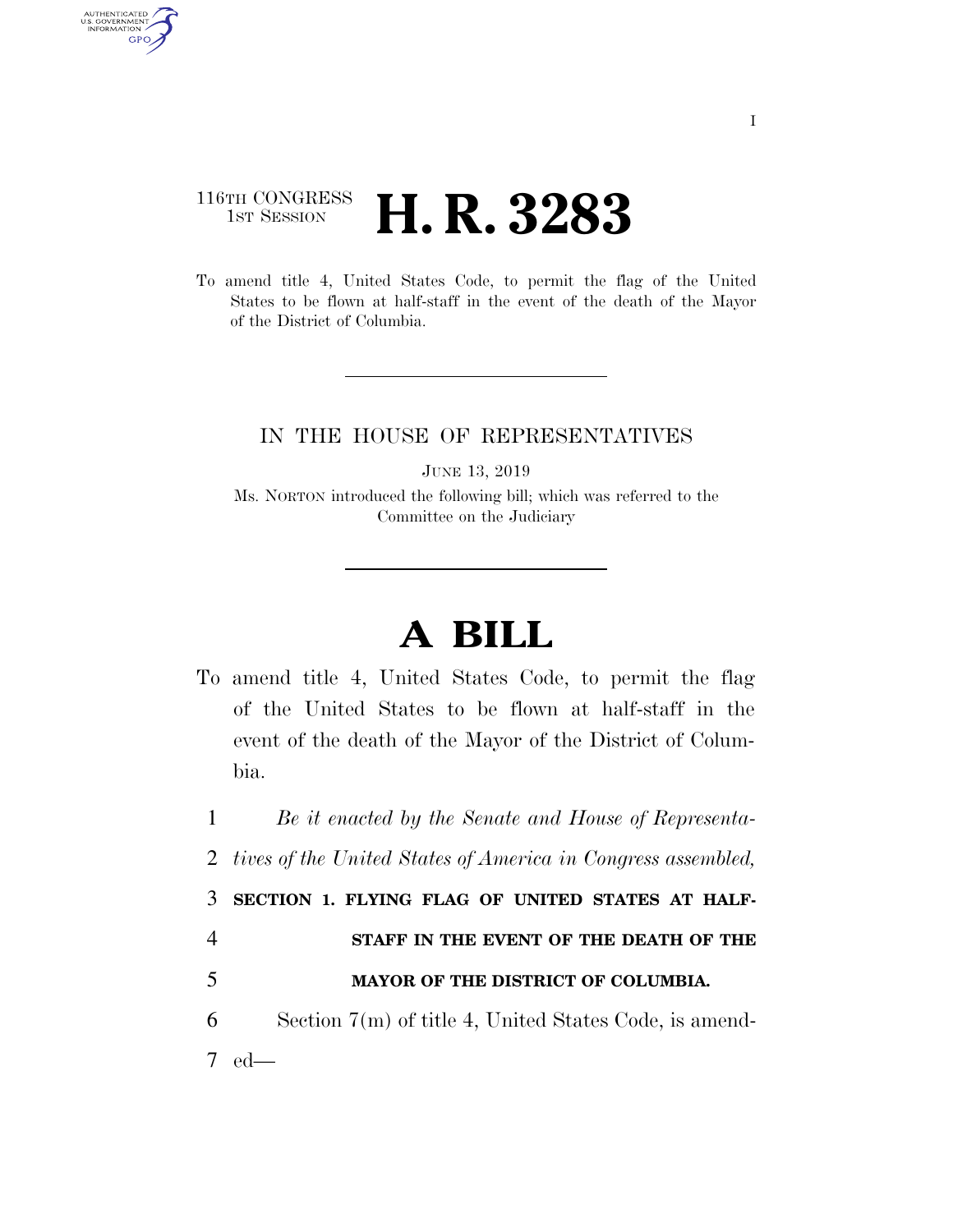116TH CONGRESS
1ST SESSION

# H. R. 3283

To amend title 4, United States Code, to permit the flag of the United States to be flown at half-staff in the event of the death of the Mayor of the District of Columbia.

---

IN THE HOUSE OF REPRESENTATIVES

JUNE 13, 2019

Ms. NORTON introduced the following bill; which was referred to the Committee on the Judiciary

---

# A BILL

To amend title 4, United States Code, to permit the flag of the United States to be flown at half-staff in the event of the death of the Mayor of the District of Columbia.

1 *Be it enacted by the Senate and House of Representa-*
2 *tives of the United States of America in Congress assembled,*

3 **SECTION 1. FLYING FLAG OF UNITED STATES AT HALF-**
4 **STAFF IN THE EVENT OF THE DEATH OF THE**
5 **MAYOR OF THE DISTRICT OF COLUMBIA.**

6 Section 7(m) of title 4, United States Code, is amend-
7 ed—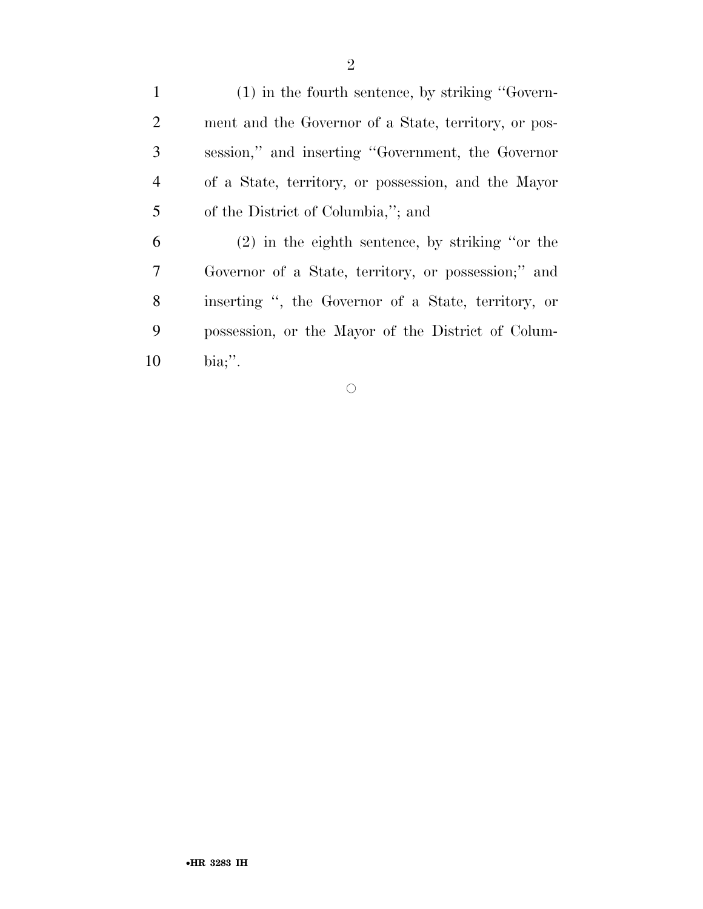(1) in the fourth sentence, by striking ''Government and the Governor of a State, territory, or possession,'' and inserting ''Government, the Governor of a State, territory, or possession, and the Mayor of the District of Columbia,''; and

(2) in the eighth sentence, by striking ''or the Governor of a State, territory, or possession;'' and inserting '', the Governor of a State, territory, or possession, or the Mayor of the District of Columbia;''.

○